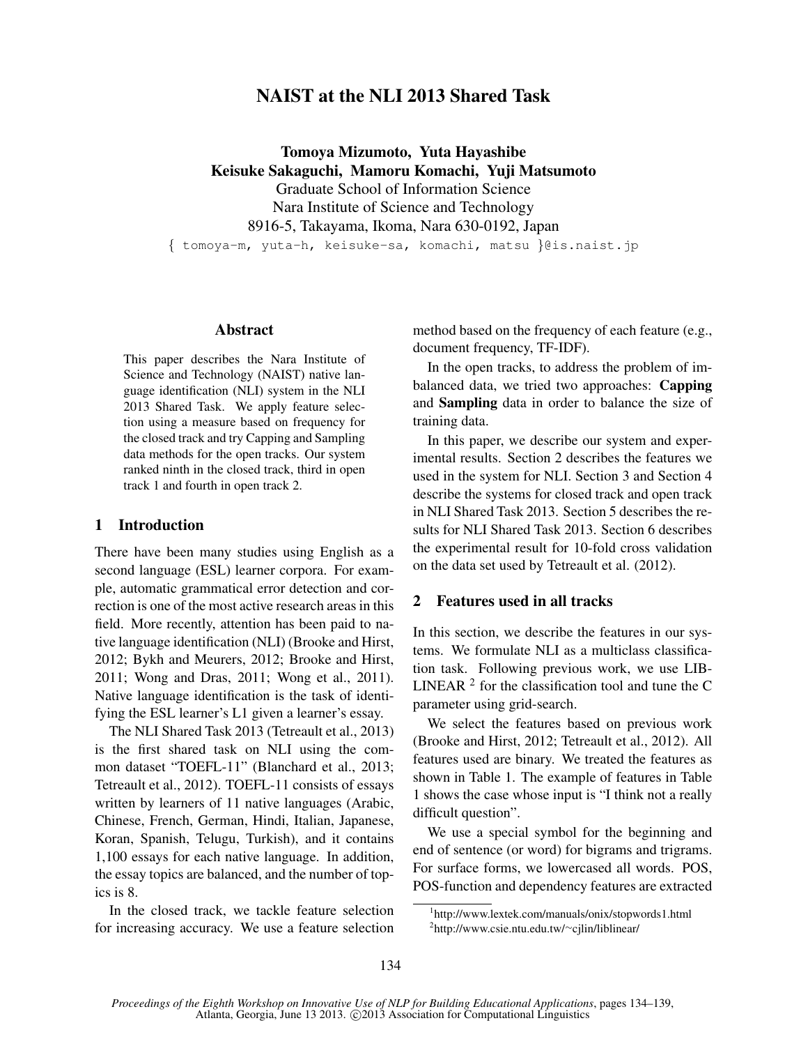# NAIST at the NLI 2013 Shared Task

**Tomoya Mizumoto, Yuta Hayashibe**
**Keisuke Sakaguchi, Mamoru Komachi, Yuji Matsumoto**
Graduate School of Information Science
Nara Institute of Science and Technology
8916-5, Takayama, Ikoma, Nara 630-0192, Japan
{ tomoya-m, yuta-h, keisuke-sa, komachi, matsu }@is.naist.jp

## Abstract

This paper describes the Nara Institute of Science and Technology (NAIST) native language identification (NLI) system in the NLI 2013 Shared Task. We apply feature selection using a measure based on frequency for the closed track and try Capping and Sampling data methods for the open tracks. Our system ranked ninth in the closed track, third in open track 1 and fourth in open track 2.

## 1 Introduction

There have been many studies using English as a second language (ESL) learner corpora. For example, automatic grammatical error detection and correction is one of the most active research areas in this field. More recently, attention has been paid to native language identification (NLI) (Brooke and Hirst, 2012; Bykh and Meurers, 2012; Brooke and Hirst, 2011; Wong and Dras, 2011; Wong et al., 2011). Native language identification is the task of identifying the ESL learner's L1 given a learner's essay.

The NLI Shared Task 2013 (Tetreault et al., 2013) is the first shared task on NLI using the common dataset "TOEFL-11" (Blanchard et al., 2013; Tetreault et al., 2012). TOEFL-11 consists of essays written by learners of 11 native languages (Arabic, Chinese, French, German, Hindi, Italian, Japanese, Koran, Spanish, Telugu, Turkish), and it contains 1,100 essays for each native language. In addition, the essay topics are balanced, and the number of topics is 8.

In the closed track, we tackle feature selection for increasing accuracy. We use a feature selection method based on the frequency of each feature (e.g., document frequency, TF-IDF).

In the open tracks, to address the problem of imbalanced data, we tried two approaches: **Capping** and **Sampling** data in order to balance the size of training data.

In this paper, we describe our system and experimental results. Section 2 describes the features we used in the system for NLI. Section 3 and Section 4 describe the systems for closed track and open track in NLI Shared Task 2013. Section 5 describes the results for NLI Shared Task 2013. Section 6 describes the experimental result for 10-fold cross validation on the data set used by Tetreault et al. (2012).

## 2 Features used in all tracks

In this section, we describe the features in our systems. We formulate NLI as a multiclass classification task. Following previous work, we use LIBLINEAR [2] for the classification tool and tune the C parameter using grid-search.

We select the features based on previous work (Brooke and Hirst, 2012; Tetreault et al., 2012). All features used are binary. We treated the features as shown in Table 1. The example of features in Table 1 shows the case whose input is "I think not a really difficult question".

We use a special symbol for the beginning and end of sentence (or word) for bigrams and trigrams. For surface forms, we lowercased all words. POS, POS-function and dependency features are extracted

[1] http://www.lextek.com/manuals/onix/stopwords1.html
[2] http://www.csie.ntu.edu.tw/~cjlin/liblinear/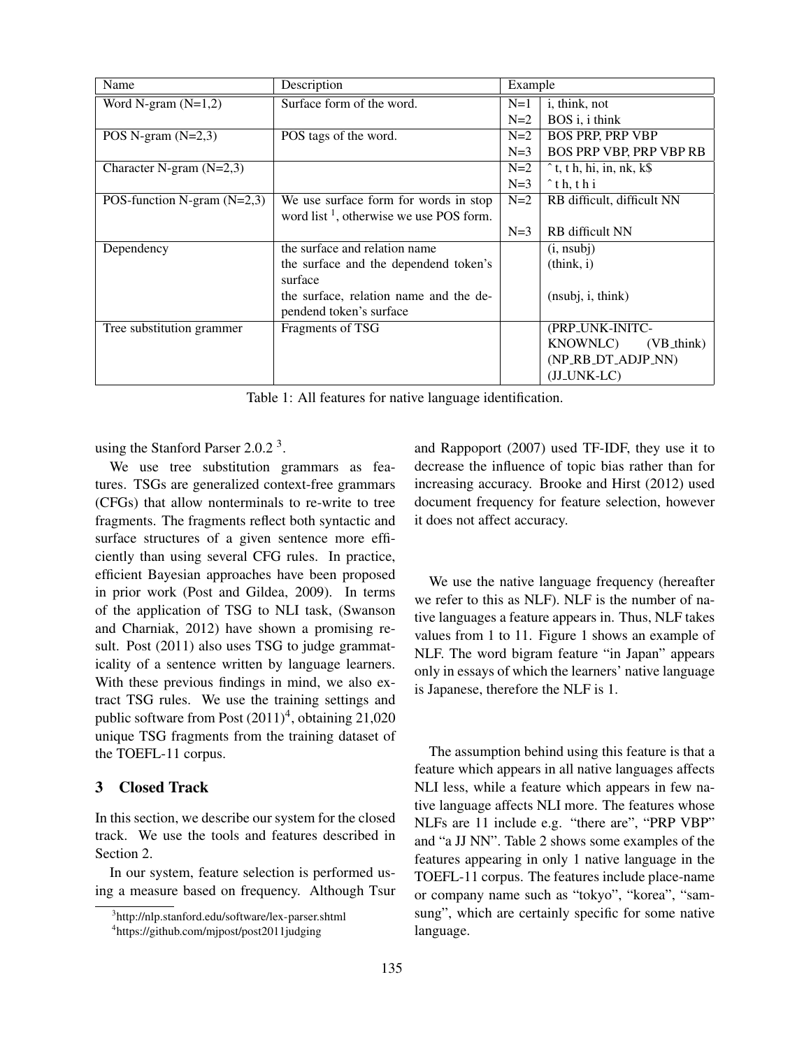| Name | Description | Example | |
|---|---|---|---|
| Word N-gram (N=1,2) | Surface form of the word. | N=1 | i, think, not |
| | | N=2 | BOS i, i think |
| POS N-gram (N=2,3) | POS tags of the word. | N=2 | BOS PRP, PRP VBP |
| | | N=3 | BOS PRP VBP, PRP VBP RB |
| Character N-gram (N=2,3) | | N=2 | ˆ t, t h, hi, in, nk, k$ |
| | | N=3 | ˆ t h, t h i |
| POS-function N-gram (N=2,3) | We use surface form for words in stop word list [1], otherwise we use POS form. | N=2 | RB difficult, difficult NN |
| | | N=3 | RB difficult NN |
| Dependency | the surface and relation name | | (i, nsubj) |
| | the surface and the dependend token's surface | | (think, i) |
| | the surface, relation name and the dependend token's surface | | (nsubj, i, think) |
| Tree substitution grammer | Fragments of TSG | | (PRP_UNK-INITC-KNOWNLC) (VB_think) (NP_RB_DT_ADJP_NN) (JJ_UNK-LC) |

Table 1: All features for native language identification.

using the Stanford Parser 2.0.2 [3].

We use tree substitution grammars as features. TSGs are generalized context-free grammars (CFGs) that allow nonterminals to re-write to tree fragments. The fragments reflect both syntactic and surface structures of a given sentence more efficiently than using several CFG rules. In practice, efficient Bayesian approaches have been proposed in prior work (Post and Gildea, 2009). In terms of the application of TSG to NLI task, (Swanson and Charniak, 2012) have shown a promising result. Post (2011) also uses TSG to judge grammaticality of a sentence written by language learners. With these previous findings in mind, we also extract TSG rules. We use the training settings and public software from Post (2011)[4], obtaining 21,020 unique TSG fragments from the training dataset of the TOEFL-11 corpus.

## 3 Closed Track

In this section, we describe our system for the closed track. We use the tools and features described in Section 2.

In our system, feature selection is performed using a measure based on frequency. Although Tsur and Rappoport (2007) used TF-IDF, they use it to decrease the influence of topic bias rather than for increasing accuracy. Brooke and Hirst (2012) used document frequency for feature selection, however it does not affect accuracy.

We use the native language frequency (hereafter we refer to this as NLF). NLF is the number of native languages a feature appears in. Thus, NLF takes values from 1 to 11. Figure 1 shows an example of NLF. The word bigram feature "in Japan" appears only in essays of which the learners' native language is Japanese, therefore the NLF is 1.

The assumption behind using this feature is that a feature which appears in all native languages affects NLI less, while a feature which appears in few native language affects NLI more. The features whose NLFs are 11 include e.g. "there are", "PRP VBP" and "a JJ NN". Table 2 shows some examples of the features appearing in only 1 native language in the TOEFL-11 corpus. The features include place-name or company name such as "tokyo", "korea", "samsung", which are certainly specific for some native language.

[3] http://nlp.stanford.edu/software/lex-parser.shtml

[4] https://github.com/mjpost/post2011judging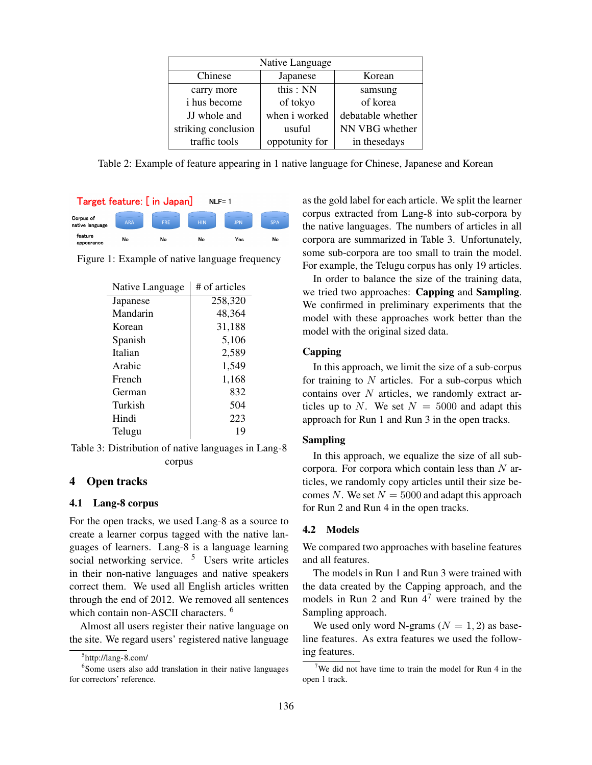| Native Language | | |
|---|---|---|
| Chinese | Japanese | Korean |
| carry more | this : NN | samsung |
| i hus become | of tokyo | of korea |
| JJ whole and | when i worked | debatable whether |
| striking conclusion | usuful | NN VBG whether |
| traffic tools | oppotunity for | in thesedays |

Table 2: Example of feature appearing in 1 native language for Chinese, Japanese and Korean

| Target feature: [ in Japan] | NLF= 1 | | | | |
|---|---|---|---|---|---|
| Corpus of native language | ARA | FRE | HIN | JPN | SPA |
| feature appearance | No | No | No | Yes | No |

Figure 1: Example of native language frequency

| Native Language | # of articles |
|---|---|
| Japanese | 258,320 |
| Mandarin | 48,364 |
| Korean | 31,188 |
| Spanish | 5,106 |
| Italian | 2,589 |
| Arabic | 1,549 |
| French | 1,168 |
| German | 832 |
| Turkish | 504 |
| Hindi | 223 |
| Telugu | 19 |

Table 3: Distribution of native languages in Lang-8 corpus

# 4 Open tracks

## 4.1 Lang-8 corpus

For the open tracks, we used Lang-8 as a source to create a learner corpus tagged with the native languages of learners. Lang-8 is a language learning social networking service. [5] Users write articles in their non-native languages and native speakers correct them. We used all English articles written through the end of 2012. We removed all sentences which contain non-ASCII characters. [6]

Almost all users register their native language on the site. We regard users' registered native language as the gold label for each article. We split the learner corpus extracted from Lang-8 into sub-corpora by the native languages. The numbers of articles in all corpora are summarized in Table 3. Unfortunately, some sub-corpora are too small to train the model. For example, the Telugu corpus has only 19 articles.

In order to balance the size of the training data, we tried two approaches: **Capping** and **Sampling**. We confirmed in preliminary experiments that the model with these approaches work better than the model with the original sized data.

**Capping**

In this approach, we limit the size of a sub-corpus for training to $N$ articles. For a sub-corpus which contains over $N$ articles, we randomly extract articles up to $N$. We set $N = 5000$ and adapt this approach for Run 1 and Run 3 in the open tracks.

**Sampling**

In this approach, we equalize the size of all sub-corpora. For corpora which contain less than $N$ articles, we randomly copy articles until their size becomes $N$. We set $N = 5000$ and adapt this approach for Run 2 and Run 4 in the open tracks.

## 4.2 Models

We compared two approaches with baseline features and all features.

The models in Run 1 and Run 3 were trained with the data created by the Capping approach, and the models in Run 2 and Run 4[7] were trained by the Sampling approach.

We used only word N-grams ($N = 1, 2$) as baseline features. As extra features we used the following features.

[5] http://lang-8.com/

[6] Some users also add translation in their native languages for correctors' reference.

[7] We did not have time to train the model for Run 4 in the open 1 track.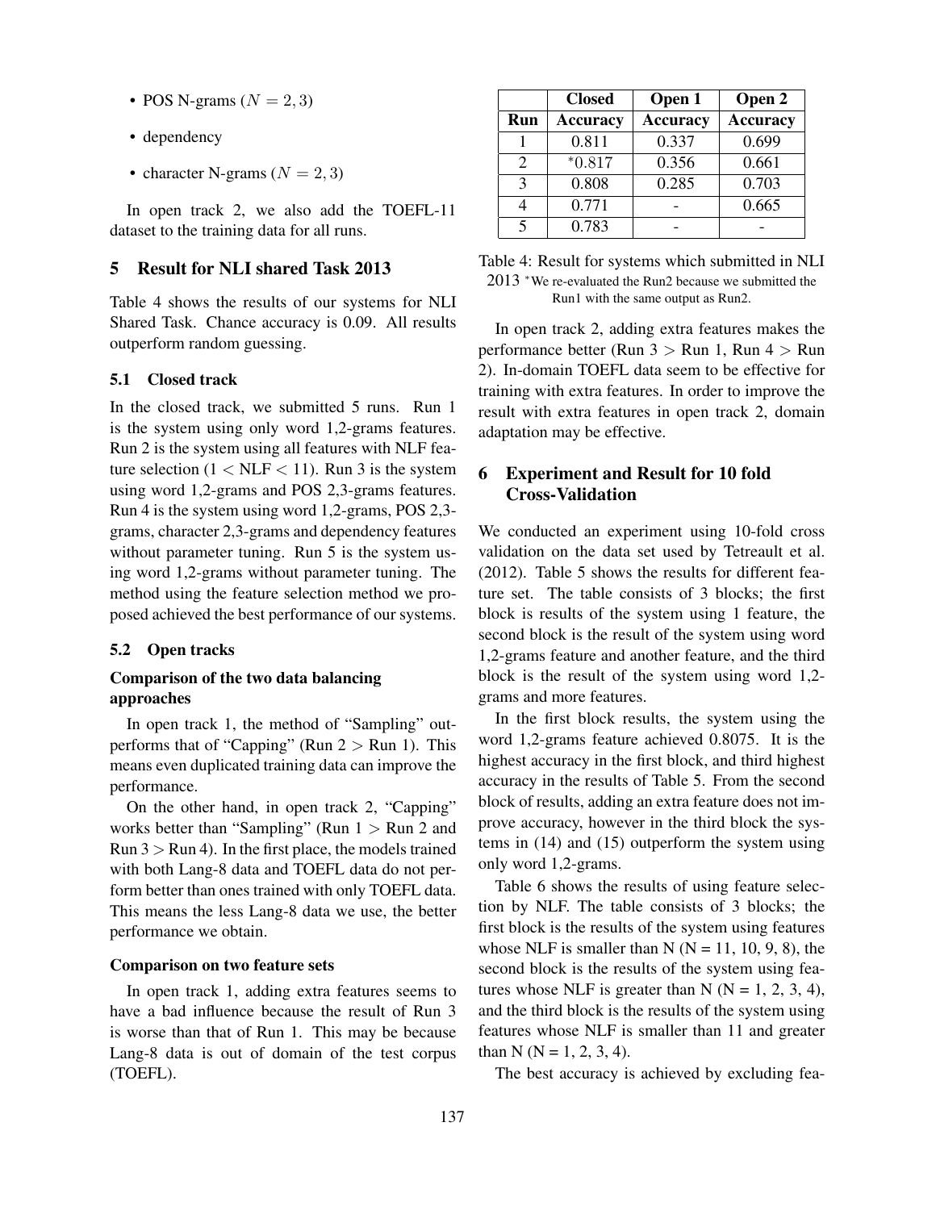- POS N-grams ($N = 2, 3$)
- dependency
- character N-grams ($N = 2, 3$)

In open track 2, we also add the TOEFL-11 dataset to the training data for all runs.

## 5 Result for NLI shared Task 2013

Table 4 shows the results of our systems for NLI Shared Task. Chance accuracy is 0.09. All results outperform random guessing.

### 5.1 Closed track

In the closed track, we submitted 5 runs. Run 1 is the system using only word 1,2-grams features. Run 2 is the system using all features with NLF feature selection ($1 < \text{NLF} < 11$). Run 3 is the system using word 1,2-grams and POS 2,3-grams features. Run 4 is the system using word 1,2-grams, POS 2,3-grams, character 2,3-grams and dependency features without parameter tuning. Run 5 is the system using word 1,2-grams without parameter tuning. The method using the feature selection method we proposed achieved the best performance of our systems.

### 5.2 Open tracks

**Comparison of the two data balancing approaches**

In open track 1, the method of "Sampling" outperforms that of "Capping" (Run 2 > Run 1). This means even duplicated training data can improve the performance.

On the other hand, in open track 2, "Capping" works better than "Sampling" (Run 1 > Run 2 and Run 3 > Run 4). In the first place, the models trained with both Lang-8 data and TOEFL data do not perform better than ones trained with only TOEFL data. This means the less Lang-8 data we use, the better performance we obtain.

**Comparison on two feature sets**

In open track 1, adding extra features seems to have a bad influence because the result of Run 3 is worse than that of Run 1. This may be because Lang-8 data is out of domain of the test corpus (TOEFL).

| | Closed | Open 1 | Open 2 |
|---|---|---|---|
| Run | Accuracy | Accuracy | Accuracy |
| 1 | 0.811 | 0.337 | 0.699 |
| 2 | *0.817 | 0.356 | 0.661 |
| 3 | 0.808 | 0.285 | 0.703 |
| 4 | 0.771 | - | 0.665 |
| 5 | 0.783 | - | - |

Table 4: Result for systems which submitted in NLI 2013 *We re-evaluated the Run2 because we submitted the Run1 with the same output as Run2.

In open track 2, adding extra features makes the performance better (Run 3 > Run 1, Run 4 > Run 2). In-domain TOEFL data seem to be effective for training with extra features. In order to improve the result with extra features in open track 2, domain adaptation may be effective.

## 6 Experiment and Result for 10 fold Cross-Validation

We conducted an experiment using 10-fold cross validation on the data set used by Tetreault et al. (2012). Table 5 shows the results for different feature set. The table consists of 3 blocks; the first block is results of the system using 1 feature, the second block is the result of the system using word 1,2-grams feature and another feature, and the third block is the result of the system using word 1,2-grams and more features.

In the first block results, the system using the word 1,2-grams feature achieved 0.8075. It is the highest accuracy in the first block, and third highest accuracy in the results of Table 5. From the second block of results, adding an extra feature does not improve accuracy, however in the third block the systems in (14) and (15) outperform the system using only word 1,2-grams.

Table 6 shows the results of using feature selection by NLF. The table consists of 3 blocks; the first block is the results of the system using features whose NLF is smaller than N (N = 11, 10, 9, 8), the second block is the results of the system using features whose NLF is greater than N (N = 1, 2, 3, 4), and the third block is the results of the system using features whose NLF is smaller than 11 and greater than N (N = 1, 2, 3, 4).

The best accuracy is achieved by excluding fea-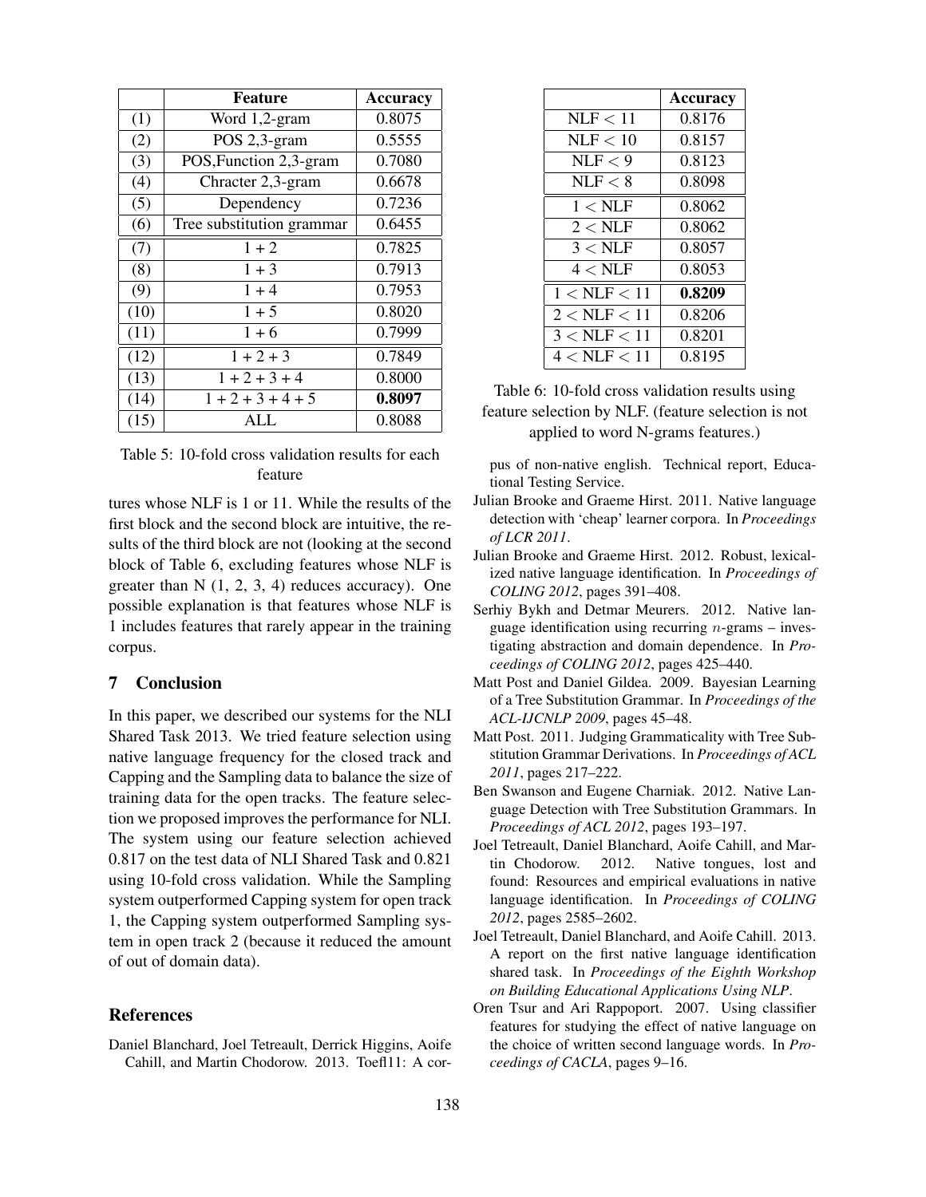| | Feature | Accuracy |
|---|---|---|
| (1) | Word 1,2-gram | 0.8075 |
| (2) | POS 2,3-gram | 0.5555 |
| (3) | POS,Function 2,3-gram | 0.7080 |
| (4) | Chracter 2,3-gram | 0.6678 |
| (5) | Dependency | 0.7236 |
| (6) | Tree substitution grammar | 0.6455 |
| (7) | 1 + 2 | 0.7825 |
| (8) | 1 + 3 | 0.7913 |
| (9) | 1 + 4 | 0.7953 |
| (10) | 1 + 5 | 0.8020 |
| (11) | 1 + 6 | 0.7999 |
| (12) | 1 + 2 + 3 | 0.7849 |
| (13) | 1 + 2 + 3 + 4 | 0.8000 |
| (14) | 1 + 2 + 3 + 4 + 5 | **0.8097** |
| (15) | ALL | 0.8088 |

Table 5: 10-fold cross validation results for each feature

tures whose NLF is 1 or 11. While the results of the first block and the second block are intuitive, the results of the third block are not (looking at the second block of Table 6, excluding features whose NLF is greater than N (1, 2, 3, 4) reduces accuracy). One possible explanation is that features whose NLF is 1 includes features that rarely appear in the training corpus.

| | Accuracy |
|---|---|
| NLF $< 11$ | 0.8176 |
| NLF $< 10$ | 0.8157 |
| NLF $< 9$ | 0.8123 |
| NLF $< 8$ | 0.8098 |
| $1 <$ NLF | 0.8062 |
| $2 <$ NLF | 0.8062 |
| $3 <$ NLF | 0.8057 |
| $4 <$ NLF | 0.8053 |
| $1 <$ NLF $< 11$ | **0.8209** |
| $2 <$ NLF $< 11$ | 0.8206 |
| $3 <$ NLF $< 11$ | 0.8201 |
| $4 <$ NLF $< 11$ | 0.8195 |

Table 6: 10-fold cross validation results using feature selection by NLF. (feature selection is not applied to word N-grams features.)

## 7 Conclusion

In this paper, we described our systems for the NLI Shared Task 2013. We tried feature selection using native language frequency for the closed track and Capping and the Sampling data to balance the size of training data for the open tracks. The feature selection we proposed improves the performance for NLI. The system using our feature selection achieved 0.817 on the test data of NLI Shared Task and 0.821 using 10-fold cross validation. While the Sampling system outperformed Capping system for open track 1, the Capping system outperformed Sampling system in open track 2 (because it reduced the amount of out of domain data).

## References

Daniel Blanchard, Joel Tetreault, Derrick Higgins, Aoife Cahill, and Martin Chodorow. 2013. Toefl11: A corpus of non-native english. Technical report, Educational Testing Service.

Julian Brooke and Graeme Hirst. 2011. Native language detection with 'cheap' learner corpora. In *Proceedings of LCR 2011*.

Julian Brooke and Graeme Hirst. 2012. Robust, lexicalized native language identification. In *Proceedings of COLING 2012*, pages 391–408.

Serhiy Bykh and Detmar Meurers. 2012. Native language identification using recurring $n$-grams – investigating abstraction and domain dependence. In *Proceedings of COLING 2012*, pages 425–440.

Matt Post and Daniel Gildea. 2009. Bayesian Learning of a Tree Substitution Grammar. In *Proceedings of the ACL-IJCNLP 2009*, pages 45–48.

Matt Post. 2011. Judging Grammaticality with Tree Substitution Grammar Derivations. In *Proceedings of ACL 2011*, pages 217–222.

Ben Swanson and Eugene Charniak. 2012. Native Language Detection with Tree Substitution Grammars. In *Proceedings of ACL 2012*, pages 193–197.

Joel Tetreault, Daniel Blanchard, Aoife Cahill, and Martin Chodorow. 2012. Native tongues, lost and found: Resources and empirical evaluations in native language identification. In *Proceedings of COLING 2012*, pages 2585–2602.

Joel Tetreault, Daniel Blanchard, and Aoife Cahill. 2013. A report on the first native language identification shared task. In *Proceedings of the Eighth Workshop on Building Educational Applications Using NLP*.

Oren Tsur and Ari Rappoport. 2007. Using classifier features for studying the effect of native language on the choice of written second language words. In *Proceedings of CACLA*, pages 9–16.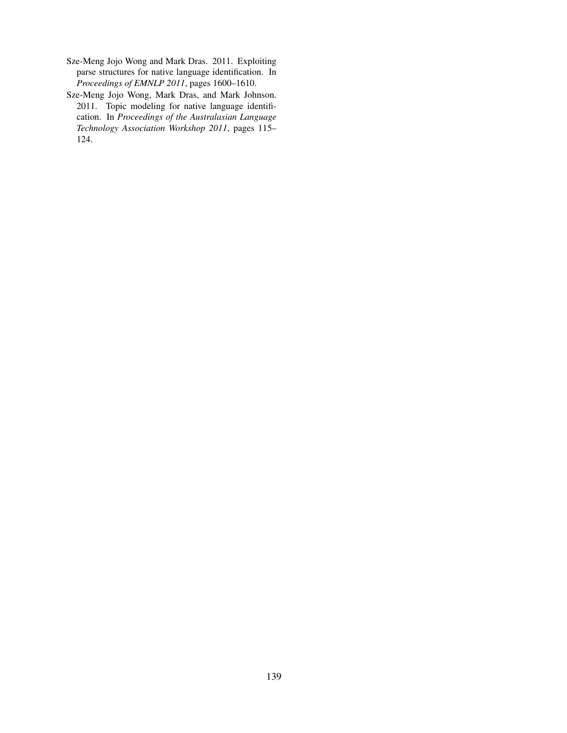Sze-Meng Jojo Wong and Mark Dras. 2011. Exploiting parse structures for native language identification. In *Proceedings of EMNLP 2011*, pages 1600–1610.

Sze-Meng Jojo Wong, Mark Dras, and Mark Johnson. 2011. Topic modeling for native language identification. In *Proceedings of the Australasian Language Technology Association Workshop 2011*, pages 115–124.